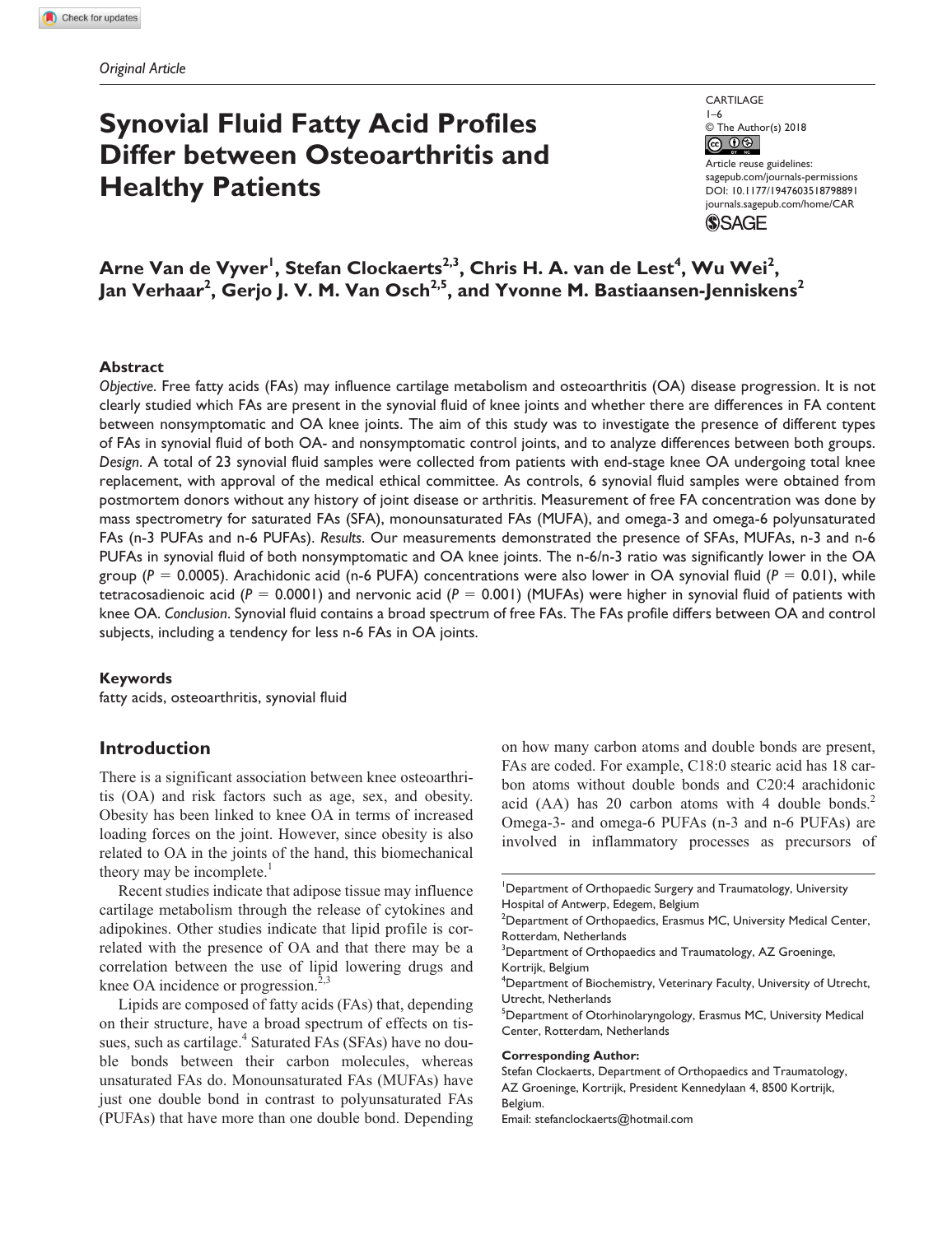*Original Article*

# Synovial Fluid Fatty Acid Profiles Differ between Osteoarthritis and Healthy Patients

CARTILAGE
1–6
© The Author(s) 2018
Article reuse guidelines: sagepub.com/journals-permissions
DOI: 10.1177/1947603518798891
journals.sagepub.com/home/CAR

**Arne Van de Vyver[1], Stefan Clockaerts[2,3], Chris H. A. van de Lest[4], Wu Wei[2], Jan Verhaar[2], Gerjo J. V. M. Van Osch[2,5], and Yvonne M. Bastiaansen-Jenniskens[2]**

## Abstract

*Objective*. Free fatty acids (FAs) may influence cartilage metabolism and osteoarthritis (OA) disease progression. It is not clearly studied which FAs are present in the synovial fluid of knee joints and whether there are differences in FA content between nonsymptomatic and OA knee joints. The aim of this study was to investigate the presence of different types of FAs in synovial fluid of both OA- and nonsymptomatic control joints, and to analyze differences between both groups. *Design*. A total of 23 synovial fluid samples were collected from patients with end-stage knee OA undergoing total knee replacement, with approval of the medical ethical committee. As controls, 6 synovial fluid samples were obtained from postmortem donors without any history of joint disease or arthritis. Measurement of free FA concentration was done by mass spectrometry for saturated FAs (SFA), monounsaturated FAs (MUFA), and omega-3 and omega-6 polyunsaturated FAs (n-3 PUFAs and n-6 PUFAs). *Results*. Our measurements demonstrated the presence of SFAs, MUFAs, n-3 and n-6 PUFAs in synovial fluid of both nonsymptomatic and OA knee joints. The n-6/n-3 ratio was significantly lower in the OA group ($P = 0.0005$). Arachidonic acid (n-6 PUFA) concentrations were also lower in OA synovial fluid ($P = 0.01$), while tetracosadienoic acid ($P = 0.0001$) and nervonic acid ($P = 0.001$) (MUFAs) were higher in synovial fluid of patients with knee OA. *Conclusion*. Synovial fluid contains a broad spectrum of free FAs. The FAs profile differs between OA and control subjects, including a tendency for less n-6 FAs in OA joints.

### Keywords

fatty acids, osteoarthritis, synovial fluid

## Introduction

There is a significant association between knee osteoarthritis (OA) and risk factors such as age, sex, and obesity. Obesity has been linked to knee OA in terms of increased loading forces on the joint. However, since obesity is also related to OA in the joints of the hand, this biomechanical theory may be incomplete.[1]

Recent studies indicate that adipose tissue may influence cartilage metabolism through the release of cytokines and adipokines. Other studies indicate that lipid profile is correlated with the presence of OA and that there may be a correlation between the use of lipid lowering drugs and knee OA incidence or progression.[2,3]

Lipids are composed of fatty acids (FAs) that, depending on their structure, have a broad spectrum of effects on tissues, such as cartilage.[4] Saturated FAs (SFAs) have no double bonds between their carbon molecules, whereas unsaturated FAs do. Monounsaturated FAs (MUFAs) have just one double bond in contrast to polyunsaturated FAs (PUFAs) that have more than one double bond. Depending on how many carbon atoms and double bonds are present, FAs are coded. For example, C18:0 stearic acid has 18 carbon atoms without double bonds and C20:4 arachidonic acid (AA) has 20 carbon atoms with 4 double bonds.[2] Omega-3- and omega-6 PUFAs (n-3 and n-6 PUFAs) are involved in inflammatory processes as precursors of

---

[1]Department of Orthopaedic Surgery and Traumatology, University Hospital of Antwerp, Edegem, Belgium
[2]Department of Orthopaedics, Erasmus MC, University Medical Center, Rotterdam, Netherlands
[3]Department of Orthopaedics and Traumatology, AZ Groeninge, Kortrijk, Belgium
[4]Department of Biochemistry, Veterinary Faculty, University of Utrecht, Utrecht, Netherlands
[5]Department of Otorhinolaryngology, Erasmus MC, University Medical Center, Rotterdam, Netherlands

**Corresponding Author:**
Stefan Clockaerts, Department of Orthopaedics and Traumatology, AZ Groeninge, Kortrijk, President Kennedylaan 4, 8500 Kortrijk, Belgium.
Email: stefanclockaerts@hotmail.com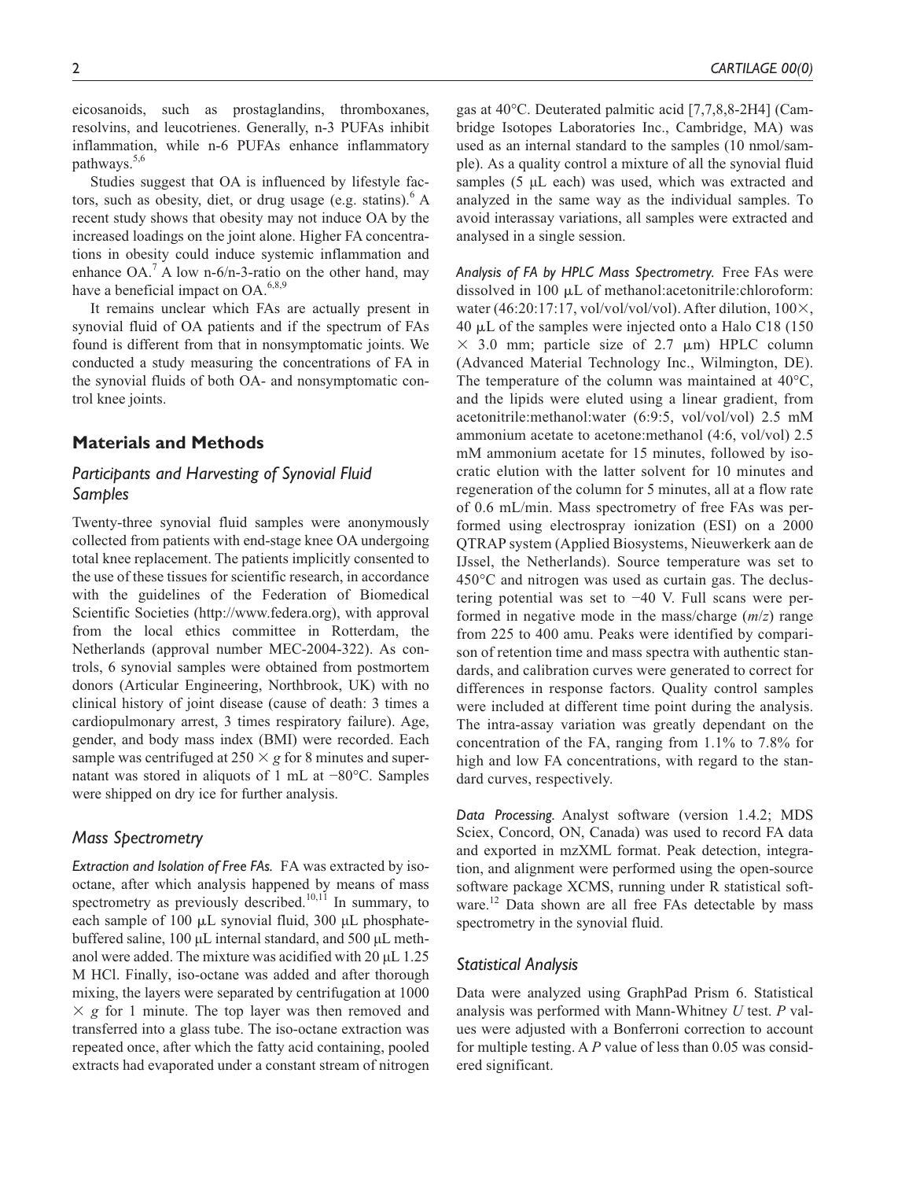eicosanoids, such as prostaglandins, thromboxanes, resolvins, and leucotrienes. Generally, n-3 PUFAs inhibit inflammation, while n-6 PUFAs enhance inflammatory pathways.[5,6]

Studies suggest that OA is influenced by lifestyle factors, such as obesity, diet, or drug usage (e.g. statins).[6] A recent study shows that obesity may not induce OA by the increased loadings on the joint alone. Higher FA concentrations in obesity could induce systemic inflammation and enhance OA.[7] A low n-6/n-3-ratio on the other hand, may have a beneficial impact on OA.[6,8,9]

It remains unclear which FAs are actually present in synovial fluid of OA patients and if the spectrum of FAs found is different from that in nonsymptomatic joints. We conducted a study measuring the concentrations of FA in the synovial fluids of both OA- and nonsymptomatic control knee joints.

## Materials and Methods

### Participants and Harvesting of Synovial Fluid Samples

Twenty-three synovial fluid samples were anonymously collected from patients with end-stage knee OA undergoing total knee replacement. The patients implicitly consented to the use of these tissues for scientific research, in accordance with the guidelines of the Federation of Biomedical Scientific Societies (http://www.federa.org), with approval from the local ethics committee in Rotterdam, the Netherlands (approval number MEC-2004-322). As controls, 6 synovial samples were obtained from postmortem donors (Articular Engineering, Northbrook, UK) with no clinical history of joint disease (cause of death: 3 times a cardiopulmonary arrest, 3 times respiratory failure). Age, gender, and body mass index (BMI) were recorded. Each sample was centrifuged at $250 \times g$ for 8 minutes and supernatant was stored in aliquots of 1 mL at −80°C. Samples were shipped on dry ice for further analysis.

### Mass Spectrometry

*Extraction and Isolation of Free FAs.* FA was extracted by iso-octane, after which analysis happened by means of mass spectrometry as previously described.[10,11] In summary, to each sample of 100 μL synovial fluid, 300 μL phosphate-buffered saline, 100 μL internal standard, and 500 μL methanol were added. The mixture was acidified with 20 μL 1.25 M HCl. Finally, iso-octane was added and after thorough mixing, the layers were separated by centrifugation at $1000 \times g$ for 1 minute. The top layer was then removed and transferred into a glass tube. The iso-octane extraction was repeated once, after which the fatty acid containing, pooled extracts had evaporated under a constant stream of nitrogen gas at 40°C. Deuterated palmitic acid [7,7,8,8-2H4] (Cambridge Isotopes Laboratories Inc., Cambridge, MA) was used as an internal standard to the samples (10 nmol/sample). As a quality control a mixture of all the synovial fluid samples (5 μL each) was used, which was extracted and analyzed in the same way as the individual samples. To avoid interassay variations, all samples were extracted and analysed in a single session.

*Analysis of FA by HPLC Mass Spectrometry.* Free FAs were dissolved in 100 μL of methanol:acetonitrile:chloroform:water (46:20:17:17, vol/vol/vol/vol). After dilution, 100×, 40 μL of the samples were injected onto a Halo C18 (150 × 3.0 mm; particle size of 2.7 μm) HPLC column (Advanced Material Technology Inc., Wilmington, DE). The temperature of the column was maintained at 40°C, and the lipids were eluted using a linear gradient, from acetonitrile:methanol:water (6:9:5, vol/vol/vol) 2.5 mM ammonium acetate to acetone:methanol (4:6, vol/vol) 2.5 mM ammonium acetate for 15 minutes, followed by isocratic elution with the latter solvent for 10 minutes and regeneration of the column for 5 minutes, all at a flow rate of 0.6 mL/min. Mass spectrometry of free FAs was performed using electrospray ionization (ESI) on a 2000 QTRAP system (Applied Biosystems, Nieuwerkerk aan de IJssel, the Netherlands). Source temperature was set to 450°C and nitrogen was used as curtain gas. The declustering potential was set to −40 V. Full scans were performed in negative mode in the mass/charge ($m/z$) range from 225 to 400 amu. Peaks were identified by comparison of retention time and mass spectra with authentic standards, and calibration curves were generated to correct for differences in response factors. Quality control samples were included at different time point during the analysis. The intra-assay variation was greatly dependant on the concentration of the FA, ranging from 1.1% to 7.8% for high and low FA concentrations, with regard to the standard curves, respectively.

*Data Processing.* Analyst software (version 1.4.2; MDS Sciex, Concord, ON, Canada) was used to record FA data and exported in mzXML format. Peak detection, integration, and alignment were performed using the open-source software package XCMS, running under R statistical software.[12] Data shown are all free FAs detectable by mass spectrometry in the synovial fluid.

### Statistical Analysis

Data were analyzed using GraphPad Prism 6. Statistical analysis was performed with Mann-Whitney $U$ test. $P$ values were adjusted with a Bonferroni correction to account for multiple testing. A $P$ value of less than 0.05 was considered significant.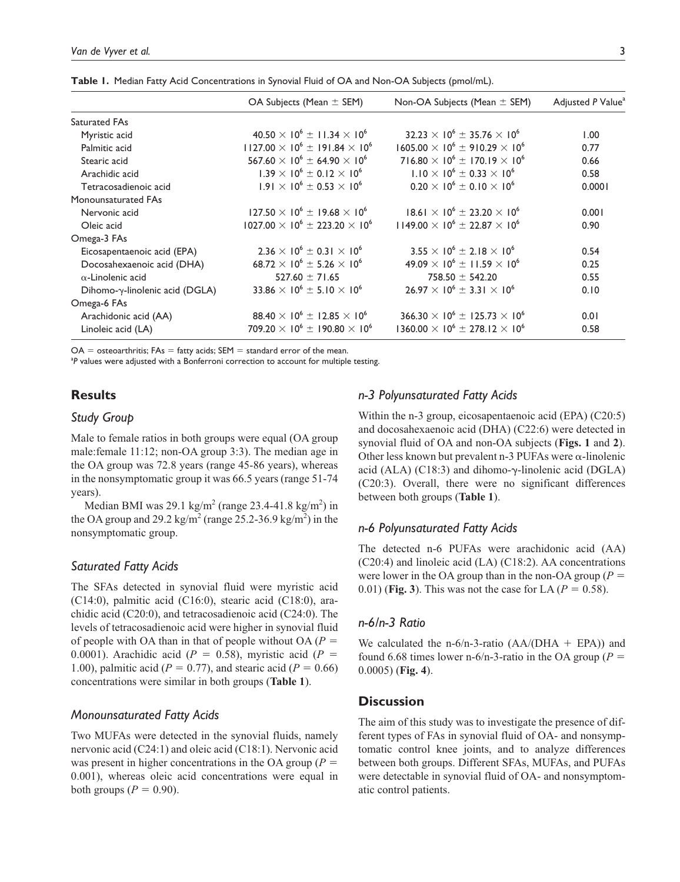**Table 1.** Median Fatty Acid Concentrations in Synovial Fluid of OA and Non-OA Subjects (pmol/mL).

| | OA Subjects (Mean ± SEM) | Non-OA Subjects (Mean ± SEM) | Adjusted *P* Value[a] |
|---|---|---|---|
| Saturated FAs | | | |
| Myristic acid | $40.50 \times 10^6 \pm 11.34 \times 10^6$ | $32.23 \times 10^6 \pm 35.76 \times 10^6$ | 1.00 |
| Palmitic acid | $1127.00 \times 10^6 \pm 191.84 \times 10^6$ | $1605.00 \times 10^6 \pm 910.29 \times 10^6$ | 0.77 |
| Stearic acid | $567.60 \times 10^6 \pm 64.90 \times 10^6$ | $716.80 \times 10^6 \pm 170.19 \times 10^6$ | 0.66 |
| Arachidic acid | $1.39 \times 10^6 \pm 0.12 \times 10^6$ | $1.10 \times 10^6 \pm 0.33 \times 10^6$ | 0.58 |
| Tetracosadienoic acid | $1.91 \times 10^6 \pm 0.53 \times 10^6$ | $0.20 \times 10^6 \pm 0.10 \times 10^6$ | 0.0001 |
| Monounsaturated FAs | | | |
| Nervonic acid | $127.50 \times 10^6 \pm 19.68 \times 10^6$ | $18.61 \times 10^6 \pm 23.20 \times 10^6$ | 0.001 |
| Oleic acid | $1027.00 \times 10^6 \pm 223.20 \times 10^6$ | $1149.00 \times 10^6 \pm 22.87 \times 10^6$ | 0.90 |
| Omega-3 FAs | | | |
| Eicosapentaenoic acid (EPA) | $2.36 \times 10^6 \pm 0.31 \times 10^6$ | $3.55 \times 10^6 \pm 2.18 \times 10^6$ | 0.54 |
| Docosahexaenoic acid (DHA) | $68.72 \times 10^6 \pm 5.26 \times 10^6$ | $49.09 \times 10^6 \pm 11.59 \times 10^6$ | 0.25 |
| α-Linolenic acid | $527.60 \pm 71.65$ | $758.50 \pm 542.20$ | 0.55 |
| Dihomo-γ-linolenic acid (DGLA) | $33.86 \times 10^6 \pm 5.10 \times 10^6$ | $26.97 \times 10^6 \pm 3.31 \times 10^6$ | 0.10 |
| Omega-6 FAs | | | |
| Arachidonic acid (AA) | $88.40 \times 10^6 \pm 12.85 \times 10^6$ | $366.30 \times 10^6 \pm 125.73 \times 10^6$ | 0.01 |
| Linoleic acid (LA) | $709.20 \times 10^6 \pm 190.80 \times 10^6$ | $1360.00 \times 10^6 \pm 278.12 \times 10^6$ | 0.58 |

OA = osteoarthritis; FAs = fatty acids; SEM = standard error of the mean.
[a] *P* values were adjusted with a Bonferroni correction to account for multiple testing.

## Results

### Study Group

Male to female ratios in both groups were equal (OA group male:female 11:12; non-OA group 3:3). The median age in the OA group was 72.8 years (range 45-86 years), whereas in the nonsymptomatic group it was 66.5 years (range 51-74 years).

Median BMI was 29.1 kg/m$^2$ (range 23.4-41.8 kg/m$^2$) in the OA group and 29.2 kg/m$^2$ (range 25.2-36.9 kg/m$^2$) in the nonsymptomatic group.

### Saturated Fatty Acids

The SFAs detected in synovial fluid were myristic acid (C14:0), palmitic acid (C16:0), stearic acid (C18:0), arachidic acid (C20:0), and tetracosadienoic acid (C24:0). The levels of tetracosadienoic acid were higher in synovial fluid of people with OA than in that of people without OA ($P$ = 0.0001). Arachidic acid ($P$ = 0.58), myristic acid ($P$ = 1.00), palmitic acid ($P$ = 0.77), and stearic acid ($P$ = 0.66) concentrations were similar in both groups (**Table 1**).

### Monounsaturated Fatty Acids

Two MUFAs were detected in the synovial fluids, namely nervonic acid (C24:1) and oleic acid (C18:1). Nervonic acid was present in higher concentrations in the OA group ($P$ = 0.001), whereas oleic acid concentrations were equal in both groups ($P$ = 0.90).

### n-3 Polyunsaturated Fatty Acids

Within the n-3 group, eicosapentaenoic acid (EPA) (C20:5) and docosahexaenoic acid (DHA) (C22:6) were detected in synovial fluid of OA and non-OA subjects (**Figs. 1** and **2**). Other less known but prevalent n-3 PUFAs were α-linolenic acid (ALA) (C18:3) and dihomo-γ-linolenic acid (DGLA) (C20:3). Overall, there were no significant differences between both groups (**Table 1**).

### n-6 Polyunsaturated Fatty Acids

The detected n-6 PUFAs were arachidonic acid (AA) (C20:4) and linoleic acid (LA) (C18:2). AA concentrations were lower in the OA group than in the non-OA group ($P$ = 0.01) (**Fig. 3**). This was not the case for LA ($P$ = 0.58).

### n-6/n-3 Ratio

We calculated the n-6/n-3-ratio (AA/(DHA + EPA)) and found 6.68 times lower n-6/n-3-ratio in the OA group ($P$ = 0.0005) (**Fig. 4**).

## Discussion

The aim of this study was to investigate the presence of different types of FAs in synovial fluid of OA- and nonsymptomatic control knee joints, and to analyze differences between both groups. Different SFAs, MUFAs, and PUFAs were detectable in synovial fluid of OA- and nonsymptomatic control patients.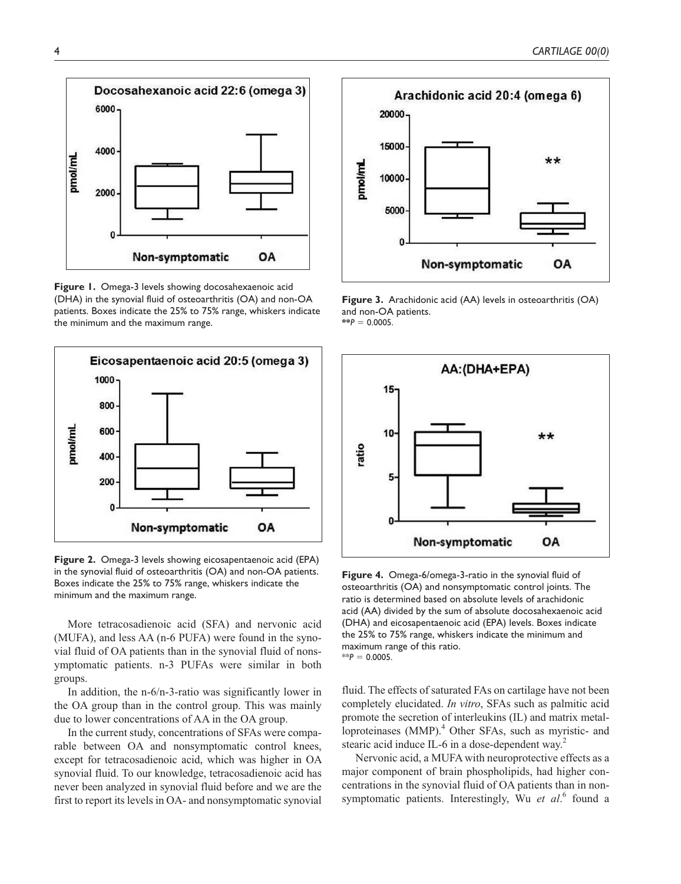Figure 1. Omega-3 levels showing docosahexaenoic acid (DHA) in the synovial fluid of osteoarthritis (OA) and non-OA patients. Boxes indicate the 25% to 75% range, whiskers indicate the minimum and the maximum range.

Figure 2. Omega-3 levels showing eicosapentaenoic acid (EPA) in the synovial fluid of osteoarthritis (OA) and non-OA patients. Boxes indicate the 25% to 75% range, whiskers indicate the minimum and the maximum range.

Figure 3. Arachidonic acid (AA) levels in osteoarthritis (OA) and non-OA patients.
$^{**}P = 0.0005$.

Figure 4. Omega-6/omega-3-ratio in the synovial fluid of osteoarthritis (OA) and nonsymptomatic control joints. The ratio is determined based on absolute levels of arachidonic acid (AA) divided by the sum of absolute docosahexaenoic acid (DHA) and eicosapentaenoic acid (EPA) levels. Boxes indicate the 25% to 75% range, whiskers indicate the minimum and maximum range of this ratio.
$^{**}P = 0.0005$.

More tetracosadienoic acid (SFA) and nervonic acid (MUFA), and less AA (n-6 PUFA) were found in the synovial fluid of OA patients than in the synovial fluid of nonsymptomatic patients. n-3 PUFAs were similar in both groups.

In addition, the n-6/n-3-ratio was significantly lower in the OA group than in the control group. This was mainly due to lower concentrations of AA in the OA group.

In the current study, concentrations of SFAs were comparable between OA and nonsymptomatic control knees, except for tetracosadienoic acid, which was higher in OA synovial fluid. To our knowledge, tetracosadienoic acid has never been analyzed in synovial fluid before and we are the first to report its levels in OA- and nonsymptomatic synovial fluid. The effects of saturated FAs on cartilage have not been completely elucidated. *In vitro*, SFAs such as palmitic acid promote the secretion of interleukins (IL) and matrix metalloproteinases (MMP).[4] Other SFAs, such as myristic- and stearic acid induce IL-6 in a dose-dependent way.[2]

Nervonic acid, a MUFA with neuroprotective effects as a major component of brain phospholipids, had higher concentrations in the synovial fluid of OA patients than in nonsymptomatic patients. Interestingly, Wu *et al*.[6] found a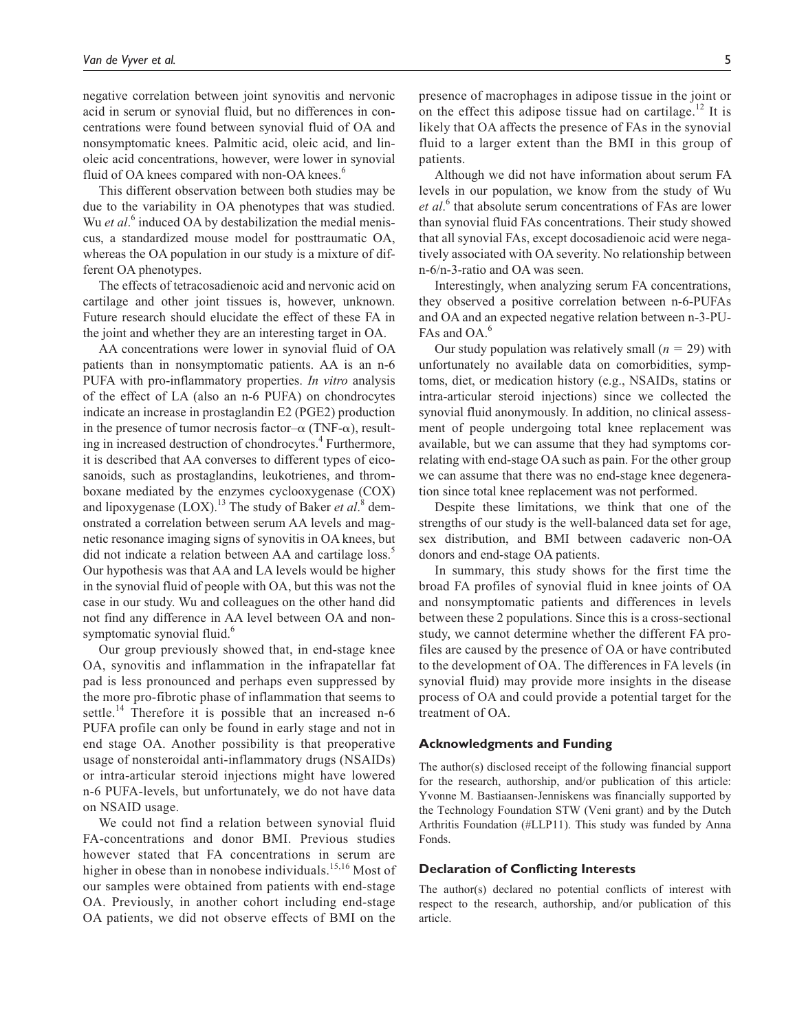negative correlation between joint synovitis and nervonic acid in serum or synovial fluid, but no differences in concentrations were found between synovial fluid of OA and nonsymptomatic knees. Palmitic acid, oleic acid, and linoleic acid concentrations, however, were lower in synovial fluid of OA knees compared with non-OA knees.[6]

This different observation between both studies may be due to the variability in OA phenotypes that was studied. Wu *et al*.[6] induced OA by destabilization the medial meniscus, a standardized mouse model for posttraumatic OA, whereas the OA population in our study is a mixture of different OA phenotypes.

The effects of tetracosadienoic acid and nervonic acid on cartilage and other joint tissues is, however, unknown. Future research should elucidate the effect of these FA in the joint and whether they are an interesting target in OA.

AA concentrations were lower in synovial fluid of OA patients than in nonsymptomatic patients. AA is an n-6 PUFA with pro-inflammatory properties. *In vitro* analysis of the effect of LA (also an n-6 PUFA) on chondrocytes indicate an increase in prostaglandin E2 (PGE2) production in the presence of tumor necrosis factor–α (TNF-α), resulting in increased destruction of chondrocytes.[4] Furthermore, it is described that AA converses to different types of eicosanoids, such as prostaglandins, leukotrienes, and thromboxane mediated by the enzymes cyclooxygenase (COX) and lipoxygenase (LOX).[13] The study of Baker *et al*.[8] demonstrated a correlation between serum AA levels and magnetic resonance imaging signs of synovitis in OA knees, but did not indicate a relation between AA and cartilage loss.[5] Our hypothesis was that AA and LA levels would be higher in the synovial fluid of people with OA, but this was not the case in our study. Wu and colleagues on the other hand did not find any difference in AA level between OA and nonsymptomatic synovial fluid.[6]

Our group previously showed that, in end-stage knee OA, synovitis and inflammation in the infrapatellar fat pad is less pronounced and perhaps even suppressed by the more pro-fibrotic phase of inflammation that seems to settle.[14] Therefore it is possible that an increased n-6 PUFA profile can only be found in early stage and not in end stage OA. Another possibility is that preoperative usage of nonsteroidal anti-inflammatory drugs (NSAIDs) or intra-articular steroid injections might have lowered n-6 PUFA-levels, but unfortunately, we do not have data on NSAID usage.

We could not find a relation between synovial fluid FA-concentrations and donor BMI. Previous studies however stated that FA concentrations in serum are higher in obese than in nonobese individuals.[15,16] Most of our samples were obtained from patients with end-stage OA. Previously, in another cohort including end-stage OA patients, we did not observe effects of BMI on the presence of macrophages in adipose tissue in the joint or on the effect this adipose tissue had on cartilage.[12] It is likely that OA affects the presence of FAs in the synovial fluid to a larger extent than the BMI in this group of patients.

Although we did not have information about serum FA levels in our population, we know from the study of Wu *et al*.[6] that absolute serum concentrations of FAs are lower than synovial fluid FAs concentrations. Their study showed that all synovial FAs, except docosadienoic acid were negatively associated with OA severity. No relationship between n-6/n-3-ratio and OA was seen.

Interestingly, when analyzing serum FA concentrations, they observed a positive correlation between n-6-PUFAs and OA and an expected negative relation between n-3-PUFAs and OA.[6]

Our study population was relatively small ($n = 29$) with unfortunately no available data on comorbidities, symptoms, diet, or medication history (e.g., NSAIDs, statins or intra-articular steroid injections) since we collected the synovial fluid anonymously. In addition, no clinical assessment of people undergoing total knee replacement was available, but we can assume that they had symptoms correlating with end-stage OA such as pain. For the other group we can assume that there was no end-stage knee degeneration since total knee replacement was not performed.

Despite these limitations, we think that one of the strengths of our study is the well-balanced data set for age, sex distribution, and BMI between cadaveric non-OA donors and end-stage OA patients.

In summary, this study shows for the first time the broad FA profiles of synovial fluid in knee joints of OA and nonsymptomatic patients and differences in levels between these 2 populations. Since this is a cross-sectional study, we cannot determine whether the different FA profiles are caused by the presence of OA or have contributed to the development of OA. The differences in FA levels (in synovial fluid) may provide more insights in the disease process of OA and could provide a potential target for the treatment of OA.

### Acknowledgments and Funding

The author(s) disclosed receipt of the following financial support for the research, authorship, and/or publication of this article: Yvonne M. Bastiaansen-Jenniskens was financially supported by the Technology Foundation STW (Veni grant) and by the Dutch Arthritis Foundation (#LLP11). This study was funded by Anna Fonds.

### Declaration of Conflicting Interests

The author(s) declared no potential conflicts of interest with respect to the research, authorship, and/or publication of this article.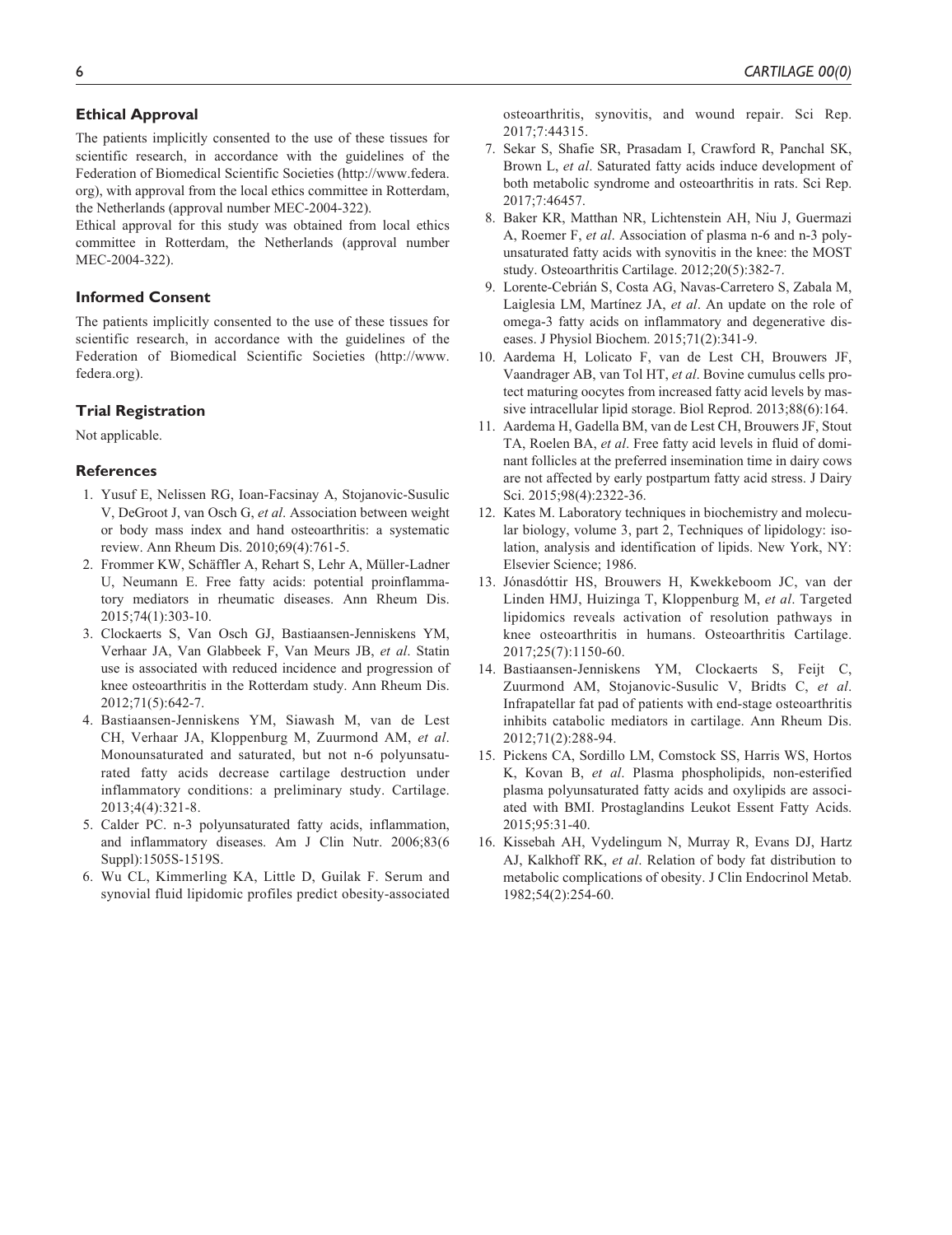## Ethical Approval

The patients implicitly consented to the use of these tissues for scientific research, in accordance with the guidelines of the Federation of Biomedical Scientific Societies (http://www.federa.org), with approval from the local ethics committee in Rotterdam, the Netherlands (approval number MEC-2004-322).

Ethical approval for this study was obtained from local ethics committee in Rotterdam, the Netherlands (approval number MEC-2004-322).

## Informed Consent

The patients implicitly consented to the use of these tissues for scientific research, in accordance with the guidelines of the Federation of Biomedical Scientific Societies (http://www.federa.org).

## Trial Registration

Not applicable.

## References

1. Yusuf E, Nelissen RG, Ioan-Facsinay A, Stojanovic-Susulic V, DeGroot J, van Osch G, *et al*. Association between weight or body mass index and hand osteoarthritis: a systematic review. Ann Rheum Dis. 2010;69(4):761-5.
2. Frommer KW, Schäffler A, Rehart S, Lehr A, Müller-Ladner U, Neumann E. Free fatty acids: potential proinflammatory mediators in rheumatic diseases. Ann Rheum Dis. 2015;74(1):303-10.
3. Clockaerts S, Van Osch GJ, Bastiaansen-Jenniskens YM, Verhaar JA, Van Glabbeek F, Van Meurs JB, *et al*. Statin use is associated with reduced incidence and progression of knee osteoarthritis in the Rotterdam study. Ann Rheum Dis. 2012;71(5):642-7.
4. Bastiaansen-Jenniskens YM, Siawash M, van de Lest CH, Verhaar JA, Kloppenburg M, Zuurmond AM, *et al*. Monounsaturated and saturated, but not n-6 polyunsaturated fatty acids decrease cartilage destruction under inflammatory conditions: a preliminary study. Cartilage. 2013;4(4):321-8.
5. Calder PC. n-3 polyunsaturated fatty acids, inflammation, and inflammatory diseases. Am J Clin Nutr. 2006;83(6 Suppl):1505S-1519S.
6. Wu CL, Kimmerling KA, Little D, Guilak F. Serum and synovial fluid lipidomic profiles predict obesity-associated osteoarthritis, synovitis, and wound repair. Sci Rep. 2017;7:44315.
7. Sekar S, Shafie SR, Prasadam I, Crawford R, Panchal SK, Brown L, *et al*. Saturated fatty acids induce development of both metabolic syndrome and osteoarthritis in rats. Sci Rep. 2017;7:46457.
8. Baker KR, Matthan NR, Lichtenstein AH, Niu J, Guermazi A, Roemer F, *et al*. Association of plasma n-6 and n-3 polyunsaturated fatty acids with synovitis in the knee: the MOST study. Osteoarthritis Cartilage. 2012;20(5):382-7.
9. Lorente-Cebrián S, Costa AG, Navas-Carretero S, Zabala M, Laiglesia LM, Martínez JA, *et al*. An update on the role of omega-3 fatty acids on inflammatory and degenerative diseases. J Physiol Biochem. 2015;71(2):341-9.
10. Aardema H, Lolicato F, van de Lest CH, Brouwers JF, Vaandrager AB, van Tol HT, *et al*. Bovine cumulus cells protect maturing oocytes from increased fatty acid levels by massive intracellular lipid storage. Biol Reprod. 2013;88(6):164.
11. Aardema H, Gadella BM, van de Lest CH, Brouwers JF, Stout TA, Roelen BA, *et al*. Free fatty acid levels in fluid of dominant follicles at the preferred insemination time in dairy cows are not affected by early postpartum fatty acid stress. J Dairy Sci. 2015;98(4):2322-36.
12. Kates M. Laboratory techniques in biochemistry and molecular biology, volume 3, part 2, Techniques of lipidology: isolation, analysis and identification of lipids. New York, NY: Elsevier Science; 1986.
13. Jónasdóttir HS, Brouwers H, Kwekkeboom JC, van der Linden HMJ, Huizinga T, Kloppenburg M, *et al*. Targeted lipidomics reveals activation of resolution pathways in knee osteoarthritis in humans. Osteoarthritis Cartilage. 2017;25(7):1150-60.
14. Bastiaansen-Jenniskens YM, Clockaerts S, Feijt C, Zuurmond AM, Stojanovic-Susulic V, Bridts C, *et al*. Infrapatellar fat pad of patients with end-stage osteoarthritis inhibits catabolic mediators in cartilage. Ann Rheum Dis. 2012;71(2):288-94.
15. Pickens CA, Sordillo LM, Comstock SS, Harris WS, Hortos K, Kovan B, *et al*. Plasma phospholipids, non-esterified plasma polyunsaturated fatty acids and oxylipids are associated with BMI. Prostaglandins Leukot Essent Fatty Acids. 2015;95:31-40.
16. Kissebah AH, Vydelingum N, Murray R, Evans DJ, Hartz AJ, Kalkhoff RK, *et al*. Relation of body fat distribution to metabolic complications of obesity. J Clin Endocrinol Metab. 1982;54(2):254-60.